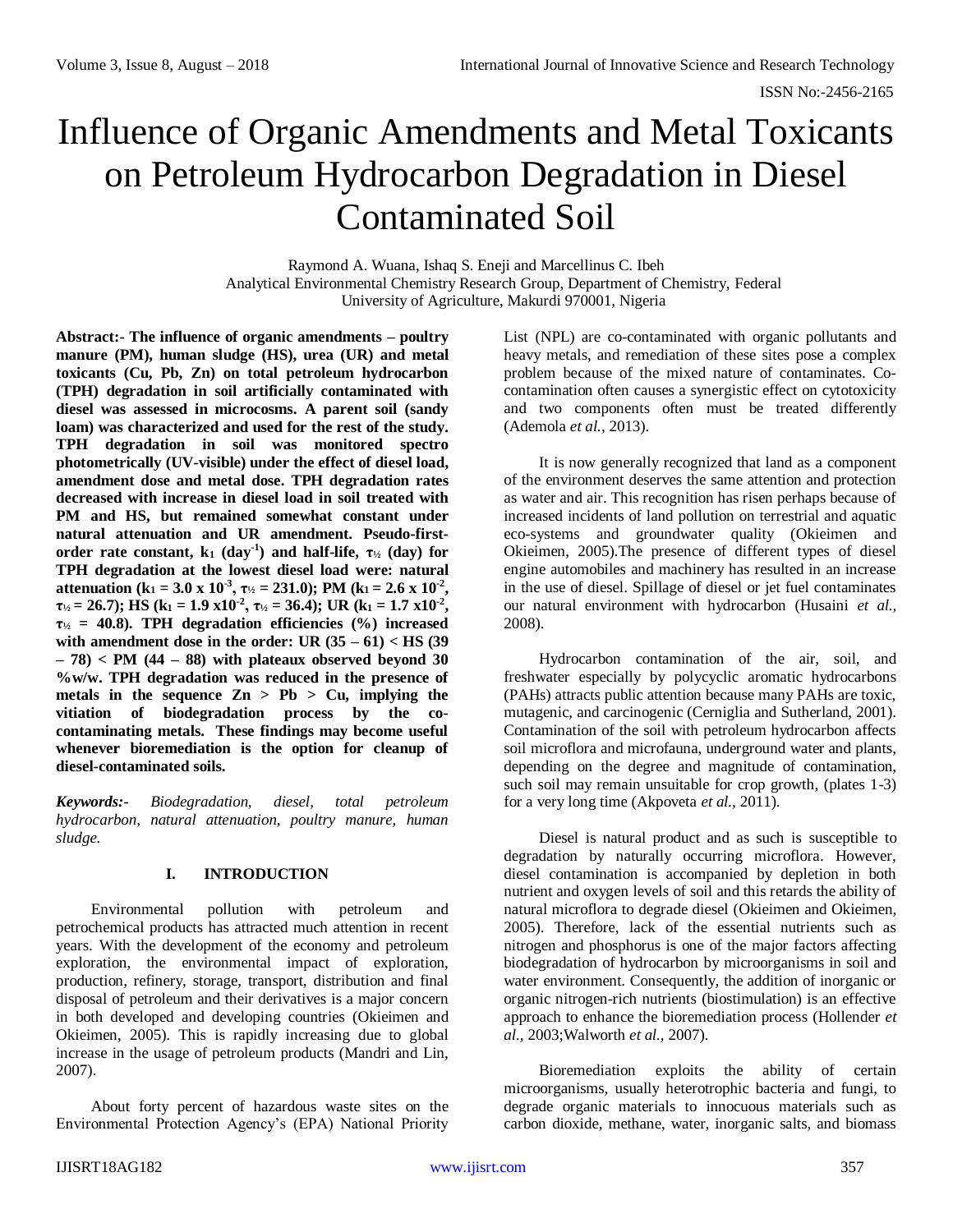# Influence of Organic Amendments and Metal Toxicants on Petroleum Hydrocarbon Degradation in Diesel Contaminated Soil

Raymond A. Wuana, Ishaq S. Eneji and Marcellinus C. Ibeh
Analytical Environmental Chemistry Research Group, Department of Chemistry, Federal University of Agriculture, Makurdi 970001, Nigeria

**Abstract:- The influence of organic amendments – poultry manure (PM), human sludge (HS), urea (UR) and metal toxicants (Cu, Pb, Zn) on total petroleum hydrocarbon (TPH) degradation in soil artificially contaminated with diesel was assessed in microcosms. A parent soil (sandy loam) was characterized and used for the rest of the study. TPH degradation in soil was monitored spectro photometrically (UV-visible) under the effect of diesel load, amendment dose and metal dose. TPH degradation rates decreased with increase in diesel load in soil treated with PM and HS, but remained somewhat constant under natural attenuation and UR amendment. Pseudo-first-order rate constant, $k_1$ (day$^{-1}$) and half-life, $\tau_{½}$ (day) for TPH degradation at the lowest diesel load were: natural attenuation ($k_1 = 3.0 \times 10^{-3}$, $\tau_{½} = 231.0$); PM ($k_1 = 2.6 \times 10^{-2}$, $\tau_{½} = 26.7$); HS ($k_1 = 1.9 \times 10^{-2}$, $\tau_{½} = 36.4$); UR ($k_1 = 1.7 \times 10^{-2}$, $\tau_{½} = 40.8$). TPH degradation efficiencies (%) increased with amendment dose in the order: UR (35 – 61) < HS (39 – 78) < PM (44 – 88) with plateaux observed beyond 30 %w/w. TPH degradation was reduced in the presence of metals in the sequence Zn > Pb > Cu, implying the vitiation of biodegradation process by the co-contaminating metals. These findings may become useful whenever bioremediation is the option for cleanup of diesel-contaminated soils.**

***Keywords:-** Biodegradation, diesel, total petroleum hydrocarbon, natural attenuation, poultry manure, human sludge.*

## I. INTRODUCTION

Environmental pollution with petroleum and petrochemical products has attracted much attention in recent years. With the development of the economy and petroleum exploration, the environmental impact of exploration, production, refinery, storage, transport, distribution and final disposal of petroleum and their derivatives is a major concern in both developed and developing countries (Okieimen and Okieimen, 2005). This is rapidly increasing due to global increase in the usage of petroleum products (Mandri and Lin, 2007).

About forty percent of hazardous waste sites on the Environmental Protection Agency's (EPA) National Priority List (NPL) are co-contaminated with organic pollutants and heavy metals, and remediation of these sites pose a complex problem because of the mixed nature of contaminates. Co-contamination often causes a synergistic effect on cytotoxicity and two components often must be treated differently (Ademola *et al.,* 2013).

It is now generally recognized that land as a component of the environment deserves the same attention and protection as water and air. This recognition has risen perhaps because of increased incidents of land pollution on terrestrial and aquatic eco-systems and groundwater quality (Okieimen and Okieimen, 2005).The presence of different types of diesel engine automobiles and machinery has resulted in an increase in the use of diesel. Spillage of diesel or jet fuel contaminates our natural environment with hydrocarbon (Husaini *et al.,* 2008).

Hydrocarbon contamination of the air, soil, and freshwater especially by polycyclic aromatic hydrocarbons (PAHs) attracts public attention because many PAHs are toxic, mutagenic, and carcinogenic (Cerniglia and Sutherland, 2001). Contamination of the soil with petroleum hydrocarbon affects soil microflora and microfauna, underground water and plants, depending on the degree and magnitude of contamination, such soil may remain unsuitable for crop growth, (plates 1-3) for a very long time (Akpoveta *et al.,* 2011).

Diesel is natural product and as such is susceptible to degradation by naturally occurring microflora. However, diesel contamination is accompanied by depletion in both nutrient and oxygen levels of soil and this retards the ability of natural microflora to degrade diesel (Okieimen and Okieimen, 2005). Therefore, lack of the essential nutrients such as nitrogen and phosphorus is one of the major factors affecting biodegradation of hydrocarbon by microorganisms in soil and water environment. Consequently, the addition of inorganic or organic nitrogen-rich nutrients (biostimulation) is an effective approach to enhance the bioremediation process (Hollender *et al.,* 2003;Walworth *et al.,* 2007).

Bioremediation exploits the ability of certain microorganisms, usually heterotrophic bacteria and fungi, to degrade organic materials to innocuous materials such as carbon dioxide, methane, water, inorganic salts, and biomass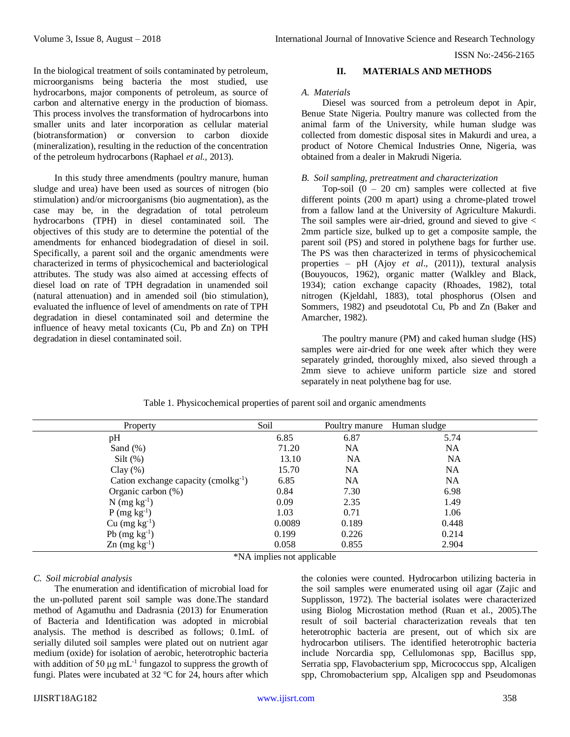In the biological treatment of soils contaminated by petroleum, microorganisms being bacteria the most studied, use hydrocarbons, major components of petroleum, as source of carbon and alternative energy in the production of biomass. This process involves the transformation of hydrocarbons into smaller units and later incorporation as cellular material (biotransformation) or conversion to carbon dioxide (mineralization), resulting in the reduction of the concentration of the petroleum hydrocarbons (Raphael *et al.,* 2013).

In this study three amendments (poultry manure, human sludge and urea) have been used as sources of nitrogen (bio stimulation) and/or microorganisms (bio augmentation), as the case may be, in the degradation of total petroleum hydrocarbons (TPH) in diesel contaminated soil. The objectives of this study are to determine the potential of the amendments for enhanced biodegradation of diesel in soil. Specifically, a parent soil and the organic amendments were characterized in terms of physicochemical and bacteriological attributes. The study was also aimed at accessing effects of diesel load on rate of TPH degradation in unamended soil (natural attenuation) and in amended soil (bio stimulation), evaluated the influence of level of amendments on rate of TPH degradation in diesel contaminated soil and determine the influence of heavy metal toxicants (Cu, Pb and Zn) on TPH degradation in diesel contaminated soil.

## II. MATERIALS AND METHODS

### *A. Materials*

Diesel was sourced from a petroleum depot in Apir, Benue State Nigeria. Poultry manure was collected from the animal farm of the University, while human sludge was collected from domestic disposal sites in Makurdi and urea, a product of Notore Chemical Industries Onne, Nigeria, was obtained from a dealer in Makrudi Nigeria.

### *B. Soil sampling, pretreatment and characterization*

Top-soil (0 – 20 cm) samples were collected at five different points (200 m apart) using a chrome-plated trowel from a fallow land at the University of Agriculture Makurdi. The soil samples were air-dried, ground and sieved to give < 2mm particle size, bulked up to get a composite sample, the parent soil (PS) and stored in polythene bags for further use. The PS was then characterized in terms of physicochemical properties – pH (Ajoy *et al*., (2011)), textural analysis (Bouyoucos, 1962), organic matter (Walkley and Black, 1934); cation exchange capacity (Rhoades, 1982), total nitrogen (Kjeldahl, 1883), total phosphorus (Olsen and Sommers, 1982) and pseudototal Cu, Pb and Zn (Baker and Amarcher, 1982).

The poultry manure (PM) and caked human sludge (HS) samples were air-dried for one week after which they were separately grinded, thoroughly mixed, also sieved through a 2mm sieve to achieve uniform particle size and stored separately in neat polythene bag for use.

Table 1. Physicochemical properties of parent soil and organic amendments

| Property | Soil | Poultry manure | Human sludge |
|---|---|---|---|
| pH | 6.85 | 6.87 | 5.74 |
| Sand (%) | 71.20 | NA | NA |
| Silt (%) | 13.10 | NA | NA |
| Clay (%) | 15.70 | NA | NA |
| Cation exchange capacity (cmolkg$^{-1}$) | 6.85 | NA | NA |
| Organic carbon (%) | 0.84 | 7.30 | 6.98 |
| N (mg kg$^{-1}$) | 0.09 | 2.35 | 1.49 |
| P (mg kg$^{-1}$) | 1.03 | 0.71 | 1.06 |
| Cu (mg kg$^{-1}$) | 0.0089 | 0.189 | 0.448 |
| Pb (mg kg$^{-1}$) | 0.199 | 0.226 | 0.214 |
| Zn (mg kg$^{-1}$) | 0.058 | 0.855 | 2.904 |

*NA implies not applicable

### *C. Soil microbial analysis*

The enumeration and identification of microbial load for the un-polluted parent soil sample was done.The standard method of Agamuthu and Dadrasnia (2013) for Enumeration of Bacteria and Identification was adopted in microbial analysis. The method is described as follows; 0.1mL of serially diluted soil samples were plated out on nutrient agar medium (oxide) for isolation of aerobic, heterotrophic bacteria with addition of 50 μg mL$^{-1}$ fungazol to suppress the growth of fungi. Plates were incubated at 32 ºC for 24, hours after which the colonies were counted. Hydrocarbon utilizing bacteria in the soil samples were enumerated using oil agar (Zajic and Supplisson, 1972). The bacterial isolates were characterized using Biolog Microstation method (Ruan et al., 2005).The result of soil bacterial characterization reveals that ten heterotrophic bacteria are present, out of which six are hydrocarbon utilisers. The identified heterotrophic bacteria include Norcardia spp, Cellulomonas spp, Bacillus spp, Serratia spp, Flavobacterium spp, Micrococcus spp, Alcaligen spp, Chromobacterium spp, Alcaligen spp and Pseudomonas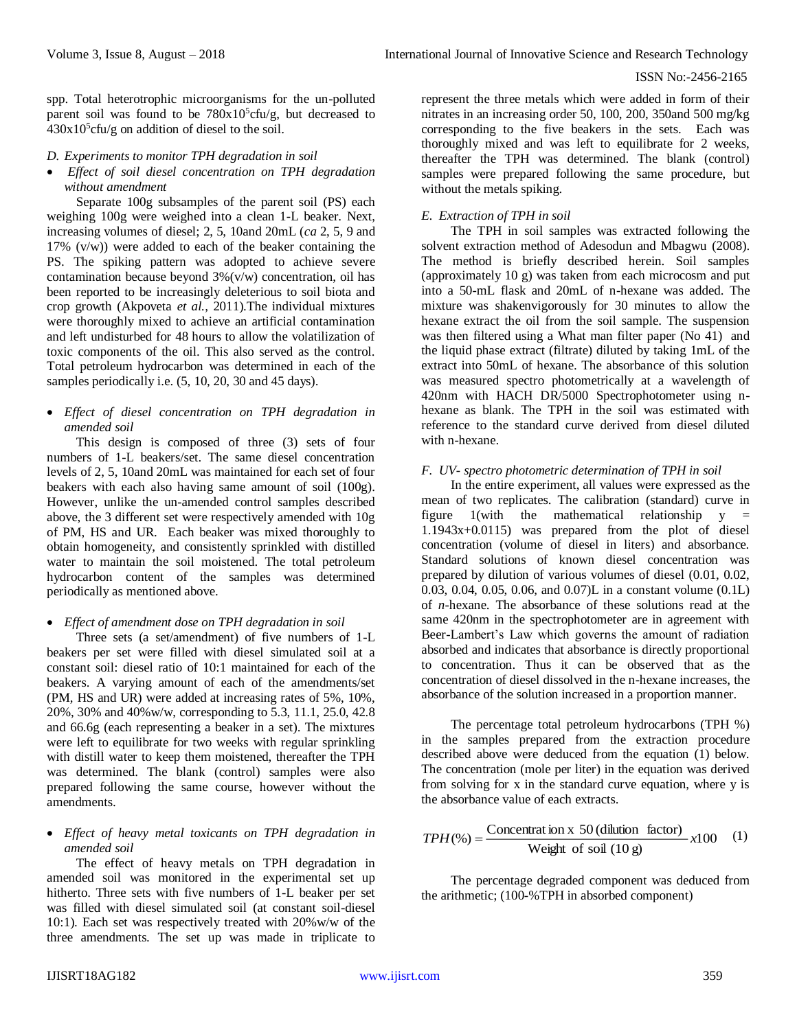spp. Total heterotrophic microorganisms for the un-polluted parent soil was found to be $780x10^5$cfu/g, but decreased to $430x10^5$cfu/g on addition of diesel to the soil.

### *D. Experiments to monitor TPH degradation in soil*

- *Effect of soil diesel concentration on TPH degradation without amendment*

Separate 100g subsamples of the parent soil (PS) each weighing 100g were weighed into a clean 1-L beaker. Next, increasing volumes of diesel; 2, 5, 10and 20mL (*ca* 2, 5, 9 and 17% (v/w)) were added to each of the beaker containing the PS. The spiking pattern was adopted to achieve severe contamination because beyond 3%(v/w) concentration, oil has been reported to be increasingly deleterious to soil biota and crop growth (Akpoveta *et al.,* 2011).The individual mixtures were thoroughly mixed to achieve an artificial contamination and left undisturbed for 48 hours to allow the volatilization of toxic components of the oil. This also served as the control. Total petroleum hydrocarbon was determined in each of the samples periodically i.e. (5, 10, 20, 30 and 45 days).

- *Effect of diesel concentration on TPH degradation in amended soil*

This design is composed of three (3) sets of four numbers of 1-L beakers/set. The same diesel concentration levels of 2, 5, 10and 20mL was maintained for each set of four beakers with each also having same amount of soil (100g). However, unlike the un-amended control samples described above, the 3 different set were respectively amended with 10g of PM, HS and UR. Each beaker was mixed thoroughly to obtain homogeneity, and consistently sprinkled with distilled water to maintain the soil moistened. The total petroleum hydrocarbon content of the samples was determined periodically as mentioned above.

- *Effect of amendment dose on TPH degradation in soil*

Three sets (a set/amendment) of five numbers of 1-L beakers per set were filled with diesel simulated soil at a constant soil: diesel ratio of 10:1 maintained for each of the beakers. A varying amount of each of the amendments/set (PM, HS and UR) were added at increasing rates of 5%, 10%, 20%, 30% and 40%w/w, corresponding to 5.3, 11.1, 25.0, 42.8 and 66.6g (each representing a beaker in a set). The mixtures were left to equilibrate for two weeks with regular sprinkling with distill water to keep them moistened, thereafter the TPH was determined. The blank (control) samples were also prepared following the same course, however without the amendments.

- *Effect of heavy metal toxicants on TPH degradation in amended soil*

The effect of heavy metals on TPH degradation in amended soil was monitored in the experimental set up hitherto. Three sets with five numbers of 1-L beaker per set was filled with diesel simulated soil (at constant soil-diesel 10:1). Each set was respectively treated with 20%w/w of the three amendments. The set up was made in triplicate to represent the three metals which were added in form of their nitrates in an increasing order 50, 100, 200, 350and 500 mg/kg corresponding to the five beakers in the sets. Each was thoroughly mixed and was left to equilibrate for 2 weeks, thereafter the TPH was determined. The blank (control) samples were prepared following the same procedure, but without the metals spiking.

### *E. Extraction of TPH in soil*

The TPH in soil samples was extracted following the solvent extraction method of Adesodun and Mbagwu (2008). The method is briefly described herein. Soil samples (approximately 10 g) was taken from each microcosm and put into a 50-mL flask and 20mL of n-hexane was added. The mixture was shakenvigorously for 30 minutes to allow the hexane extract the oil from the soil sample. The suspension was then filtered using a What man filter paper (No 41) and the liquid phase extract (filtrate) diluted by taking 1mL of the extract into 50mL of hexane. The absorbance of this solution was measured spectro photometrically at a wavelength of 420nm with HACH DR/5000 Spectrophotometer using n-hexane as blank. The TPH in the soil was estimated with reference to the standard curve derived from diesel diluted with n-hexane.

### *F. UV- spectro photometric determination of TPH in soil*

In the entire experiment, all values were expressed as the mean of two replicates. The calibration (standard) curve in figure 1(with the mathematical relationship $y = 1.1943x+0.0115$) was prepared from the plot of diesel concentration (volume of diesel in liters) and absorbance. Standard solutions of known diesel concentration was prepared by dilution of various volumes of diesel (0.01, 0.02, 0.03, 0.04, 0.05, 0.06, and 0.07)L in a constant volume (0.1L) of *n*-hexane. The absorbance of these solutions read at the same 420nm in the spectrophotometer are in agreement with Beer-Lambert's Law which governs the amount of radiation absorbed and indicates that absorbance is directly proportional to concentration. Thus it can be observed that as the concentration of diesel dissolved in the n-hexane increases, the absorbance of the solution increased in a proportion manner.

The percentage total petroleum hydrocarbons (TPH %) in the samples prepared from the extraction procedure described above were deduced from the equation (1) below. The concentration (mole per liter) in the equation was derived from solving for x in the standard curve equation, where y is the absorbance value of each extracts.

$$TPH(\%) = \frac{\text{Concentration x } 50\text{ (dilution factor)}}{\text{Weight of soil (10 g)}} x100 \quad (1)$$

The percentage degraded component was deduced from the arithmetic; (100-%TPH in absorbed component)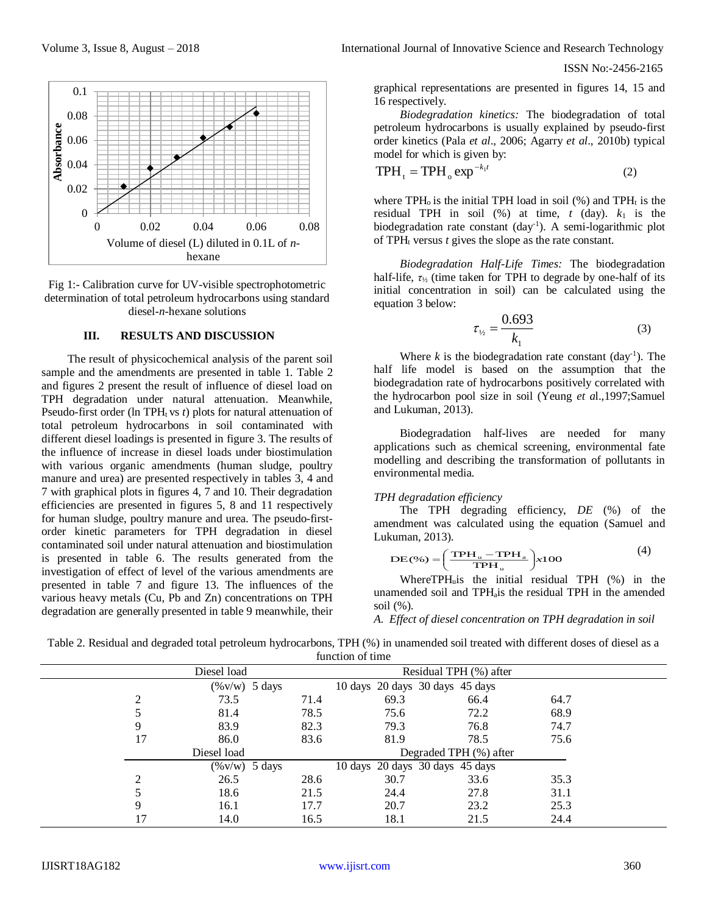Fig 1:- Calibration curve for UV-visible spectrophotometric determination of total petroleum hydrocarbons using standard diesel-*n*-hexane solutions

## III. RESULTS AND DISCUSSION

The result of physicochemical analysis of the parent soil sample and the amendments are presented in table 1. Table 2 and figures 2 present the result of influence of diesel load on TPH degradation under natural attenuation. Meanwhile, Pseudo-first order (ln $TPH_t$ vs *t*) plots for natural attenuation of total petroleum hydrocarbons in soil contaminated with different diesel loadings is presented in figure 3. The results of the influence of increase in diesel loads under biostimulation with various organic amendments (human sludge, poultry manure and urea) are presented respectively in tables 3, 4 and 7 with graphical plots in figures 4, 7 and 10. Their degradation efficiencies are presented in figures 5, 8 and 11 respectively for human sludge, poultry manure and urea. The pseudo-first-order kinetic parameters for TPH degradation in diesel contaminated soil under natural attenuation and biostimulation is presented in table 6. The results generated from the investigation of effect of level of the various amendments are presented in table 7 and figure 13. The influences of the various heavy metals (Cu, Pb and Zn) concentrations on TPH degradation are generally presented in table 9 meanwhile, their graphical representations are presented in figures 14, 15 and 16 respectively.

*Biodegradation kinetics:* The biodegradation of total petroleum hydrocarbons is usually explained by pseudo-first order kinetics (Pala *et al*., 2006; Agarry *et al*., 2010b) typical model for which is given by:

$$TPH_t = TPH_o \exp^{-k_1 t} \qquad (2)$$

where $TPH_o$ is the initial TPH load in soil (%) and $TPH_t$ is the residual TPH in soil (%) at time, *t* (day). $k_1$ is the biodegradation rate constant ($day^{-1}$). A semi-logarithmic plot of $TPH_t$ versus *t* gives the slope as the rate constant.

*Biodegradation Half-Life Times:* The biodegradation half-life, $\tau_{½}$ (time taken for TPH to degrade by one-half of its initial concentration in soil) can be calculated using the equation 3 below:

$$\tau_{½} = \frac{0.693}{k_1} \qquad (3)$$

Where *k* is the biodegradation rate constant ($day^{-1}$). The half life model is based on the assumption that the biodegradation rate of hydrocarbons positively correlated with the hydrocarbon pool size in soil (Yeung *et a*l.,1997;Samuel and Lukuman, 2013).

Biodegradation half-lives are needed for many applications such as chemical screening, environmental fate modelling and describing the transformation of pollutants in environmental media.

*TPH degradation efficiency*

The TPH degrading efficiency, *DE* (%) of the amendment was calculated using the equation (Samuel and Lukuman, 2013).

$$DE(\%) = \left(\frac{TPH_u - TPH_a}{TPH_u}\right) x100 \qquad (4)$$

Where$TPH_u$is the initial residual TPH (%) in the unamended soil and $TPH_a$is the residual TPH in the amended soil (%).

*A. Effect of diesel concentration on TPH degradation in soil*

Table 2. Residual and degraded total petroleum hydrocarbons, TPH (%) in unamended soil treated with different doses of diesel as a function of time

| Diesel load (%v/w) | Residual TPH (%) after 5 days | 10 days | 20 days | 30 days | 45 days |
|---|---|---|---|---|---|
| 2 | 73.5 | 71.4 | 69.3 | 66.4 | 64.7 |
| 5 | 81.4 | 78.5 | 75.6 | 72.2 | 68.9 |
| 9 | 83.9 | 82.3 | 79.3 | 76.8 | 74.7 |
| 17 | 86.0 | 83.6 | 81.9 | 78.5 | 75.6 |
| **Diesel load (%v/w)** | **Degraded TPH (%) after 5 days** | **10 days** | **20 days** | **30 days** | **45 days** |
| 2 | 26.5 | 28.6 | 30.7 | 33.6 | 35.3 |
| 5 | 18.6 | 21.5 | 24.4 | 27.8 | 31.1 |
| 9 | 16.1 | 17.7 | 20.7 | 23.2 | 25.3 |
| 17 | 14.0 | 16.5 | 18.1 | 21.5 | 24.4 |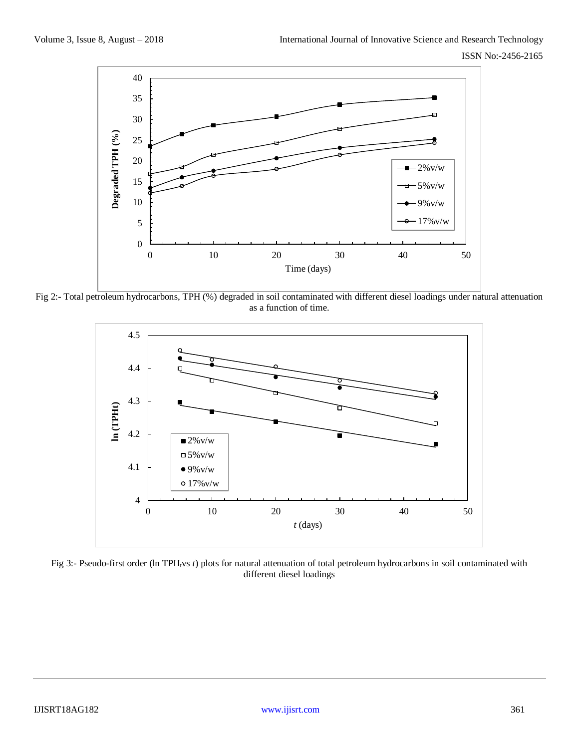Fig 2:- Total petroleum hydrocarbons, TPH (%) degraded in soil contaminated with different diesel loadings under natural attenuation as a function of time.

Fig 3:- Pseudo-first order (ln $TPH_t$ vs $t$) plots for natural attenuation of total petroleum hydrocarbons in soil contaminated with different diesel loadings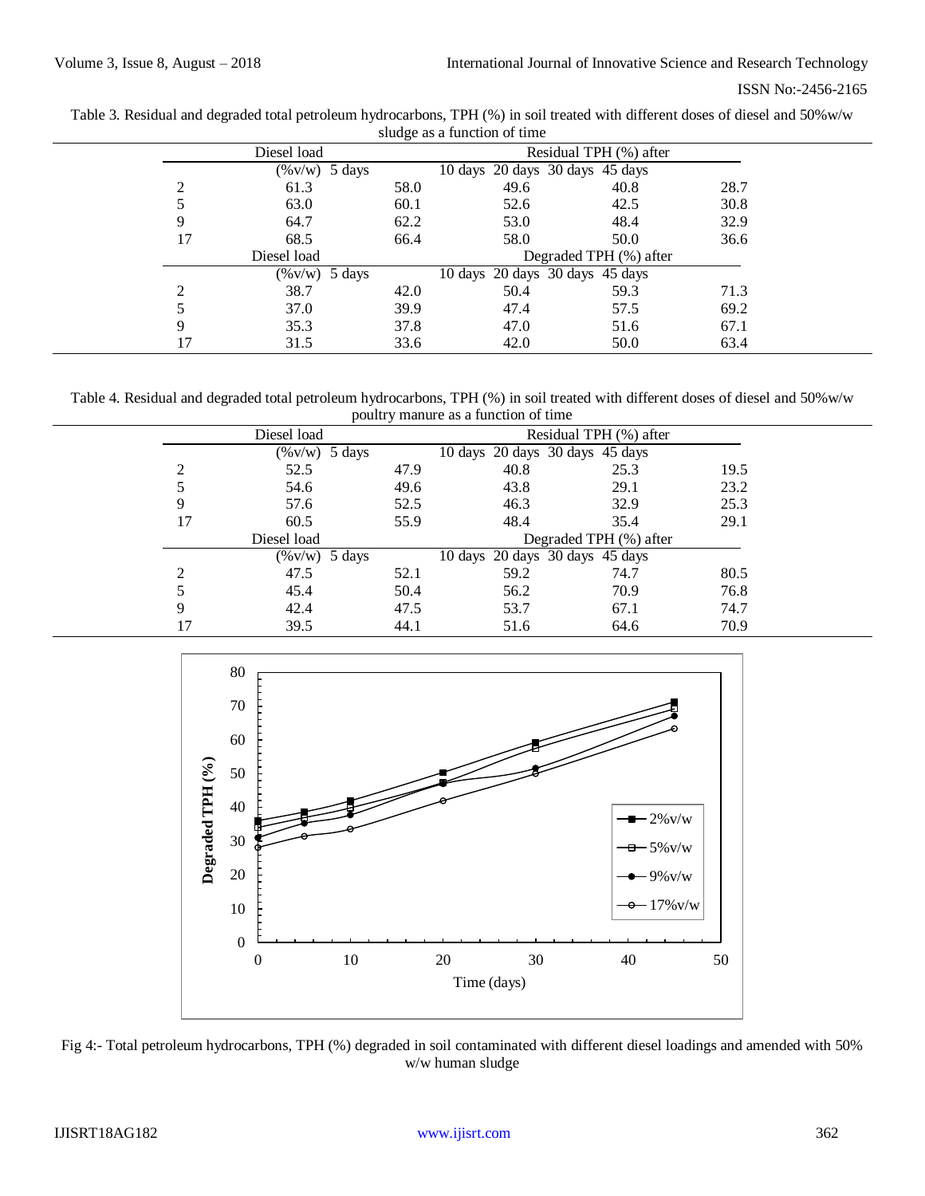Table 3. Residual and degraded total petroleum hydrocarbons, TPH (%) in soil treated with different doses of diesel and 50%w/w sludge as a function of time

| Diesel load (%v/w) | Residual TPH (%) after 5 days | 10 days | 20 days | 30 days | 45 days |
|---|---|---|---|---|---|
| 2 | 61.3 | 58.0 | 49.6 | 40.8 | 28.7 |
| 5 | 63.0 | 60.1 | 52.6 | 42.5 | 30.8 |
| 9 | 64.7 | 62.2 | 53.0 | 48.4 | 32.9 |
| 17 | 68.5 | 66.4 | 58.0 | 50.0 | 36.6 |
| **Diesel load (%v/w)** | **Degraded TPH (%) after 5 days** | **10 days** | **20 days** | **30 days** | **45 days** |
| 2 | 38.7 | 42.0 | 50.4 | 59.3 | 71.3 |
| 5 | 37.0 | 39.9 | 47.4 | 57.5 | 69.2 |
| 9 | 35.3 | 37.8 | 47.0 | 51.6 | 67.1 |
| 17 | 31.5 | 33.6 | 42.0 | 50.0 | 63.4 |

Table 4. Residual and degraded total petroleum hydrocarbons, TPH (%) in soil treated with different doses of diesel and 50%w/w poultry manure as a function of time

| Diesel load (%v/w) | Residual TPH (%) after 5 days | 10 days | 20 days | 30 days | 45 days |
|---|---|---|---|---|---|
| 2 | 52.5 | 47.9 | 40.8 | 25.3 | 19.5 |
| 5 | 54.6 | 49.6 | 43.8 | 29.1 | 23.2 |
| 9 | 57.6 | 52.5 | 46.3 | 32.9 | 25.3 |
| 17 | 60.5 | 55.9 | 48.4 | 35.4 | 29.1 |
| **Diesel load (%v/w)** | **Degraded TPH (%) after 5 days** | **10 days** | **20 days** | **30 days** | **45 days** |
| 2 | 47.5 | 52.1 | 59.2 | 74.7 | 80.5 |
| 5 | 45.4 | 50.4 | 56.2 | 70.9 | 76.8 |
| 9 | 42.4 | 47.5 | 53.7 | 67.1 | 74.7 |
| 17 | 39.5 | 44.1 | 51.6 | 64.6 | 70.9 |

Fig 4:- Total petroleum hydrocarbons, TPH (%) degraded in soil contaminated with different diesel loadings and amended with 50% w/w human sludge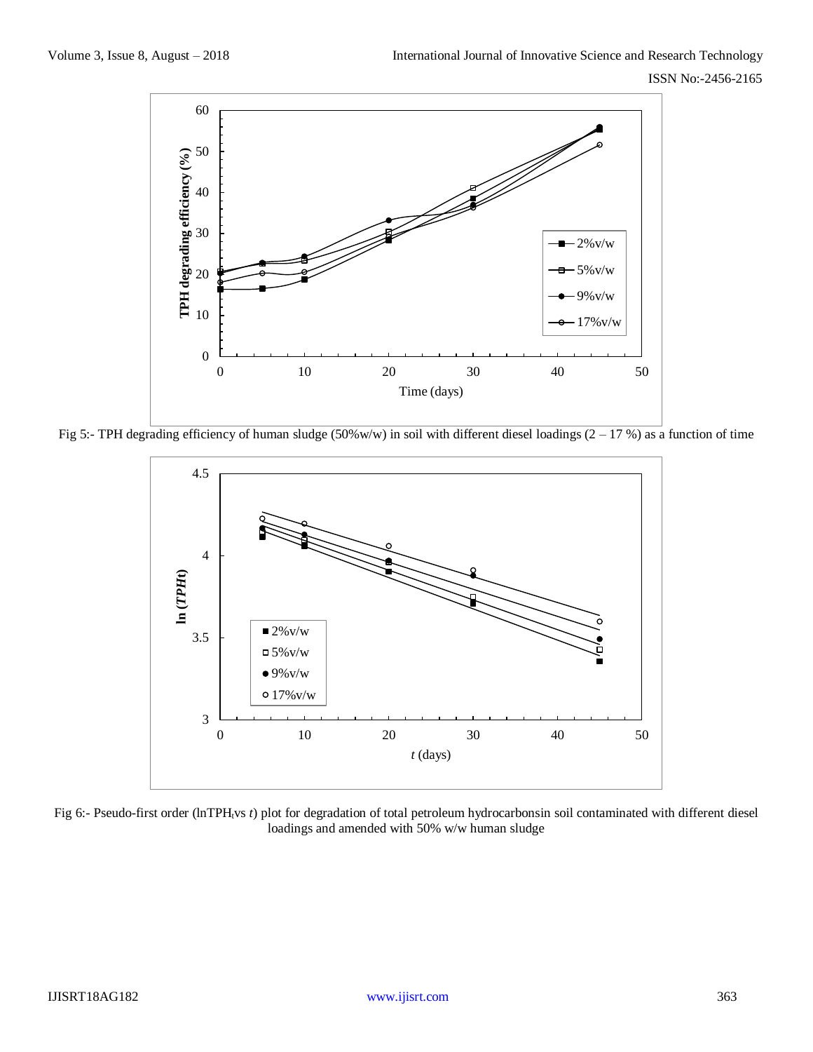Fig 5:- TPH degrading efficiency of human sludge (50%w/w) in soil with different diesel loadings (2 – 17 %) as a function of time

Fig 6:- Pseudo-first order ($\ln TPH_t$ vs $t$) plot for degradation of total petroleum hydrocarbonsin soil contaminated with different diesel loadings and amended with 50% w/w human sludge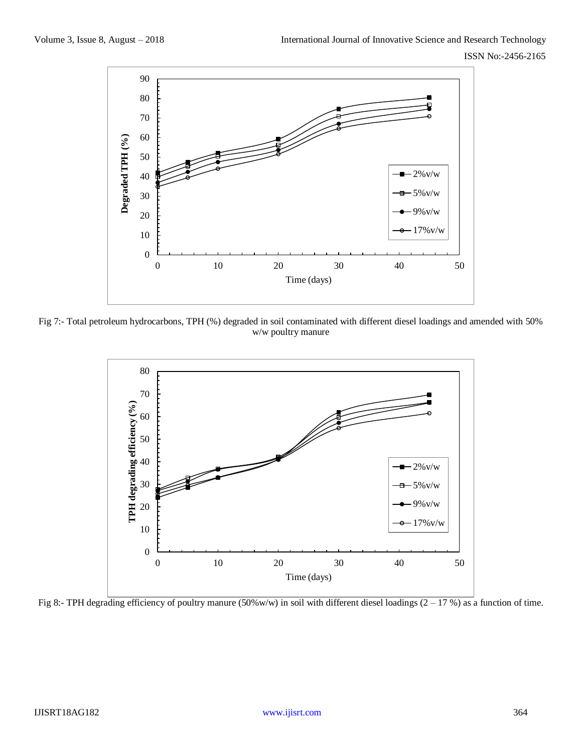Fig 7:- Total petroleum hydrocarbons, TPH (%) degraded in soil contaminated with different diesel loadings and amended with 50% w/w poultry manure

Fig 8:- TPH degrading efficiency of poultry manure (50%w/w) in soil with different diesel loadings (2 – 17 %) as a function of time.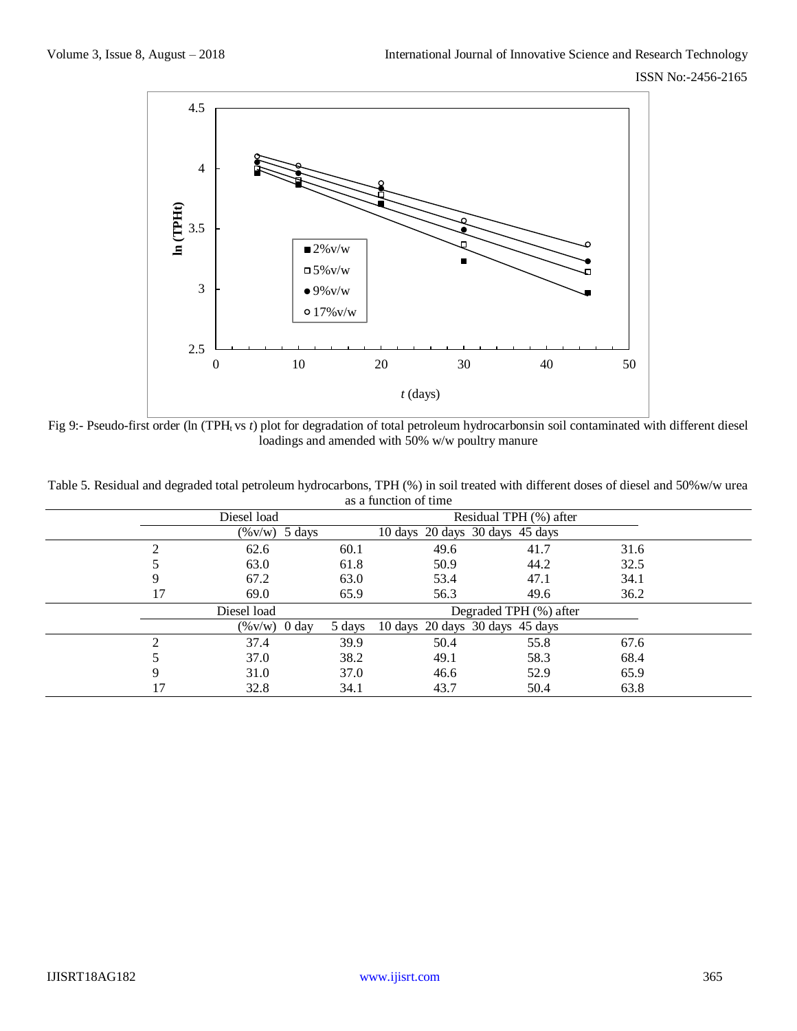Fig 9:- Pseudo-first order (ln ($TPH_t$ vs $t$) plot for degradation of total petroleum hydrocarbonsin soil contaminated with different diesel loadings and amended with 50% w/w poultry manure

Table 5. Residual and degraded total petroleum hydrocarbons, TPH (%) in soil treated with different doses of diesel and 50%w/w urea as a function of time

| Diesel load | Residual TPH (%) after | | | | | |
|---|---|---|---|---|---|---|
| (%v/w) | 5 days | 10 days | 20 days | 30 days | 45 days | |
| 2 | 62.6 | 60.1 | 49.6 | 41.7 | 31.6 | |
| 5 | 63.0 | 61.8 | 50.9 | 44.2 | 32.5 | |
| 9 | 67.2 | 63.0 | 53.4 | 47.1 | 34.1 | |
| 17 | 69.0 | 65.9 | 56.3 | 49.6 | 36.2 | |
| **Diesel load** | **Degraded TPH (%) after** | | | | | |
| (%v/w) | 0 day | 5 days | 10 days | 20 days | 30 days | 45 days |
| 2 | 37.4 | 39.9 | 50.4 | 55.8 | 67.6 | |
| 5 | 37.0 | 38.2 | 49.1 | 58.3 | 68.4 | |
| 9 | 31.0 | 37.0 | 46.6 | 52.9 | 65.9 | |
| 17 | 32.8 | 34.1 | 43.7 | 50.4 | 63.8 | |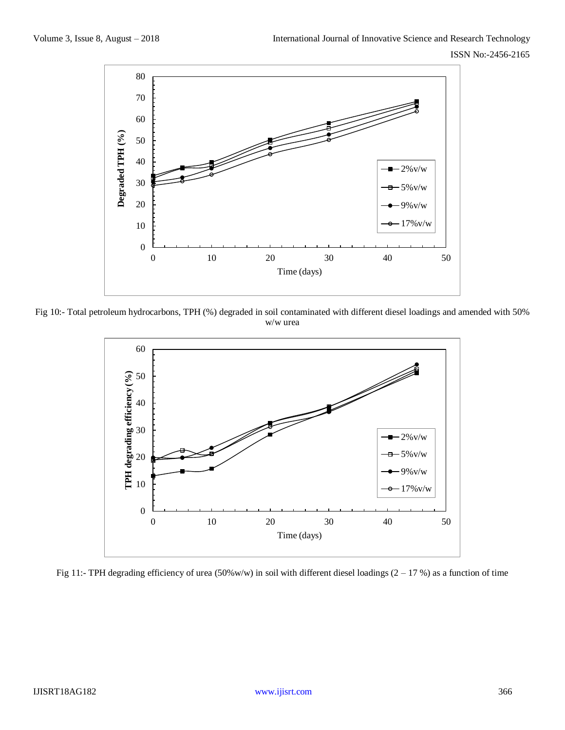Fig 10:- Total petroleum hydrocarbons, TPH (%) degraded in soil contaminated with different diesel loadings and amended with 50% w/w urea

Fig 11:- TPH degrading efficiency of urea (50%w/w) in soil with different diesel loadings (2 – 17 %) as a function of time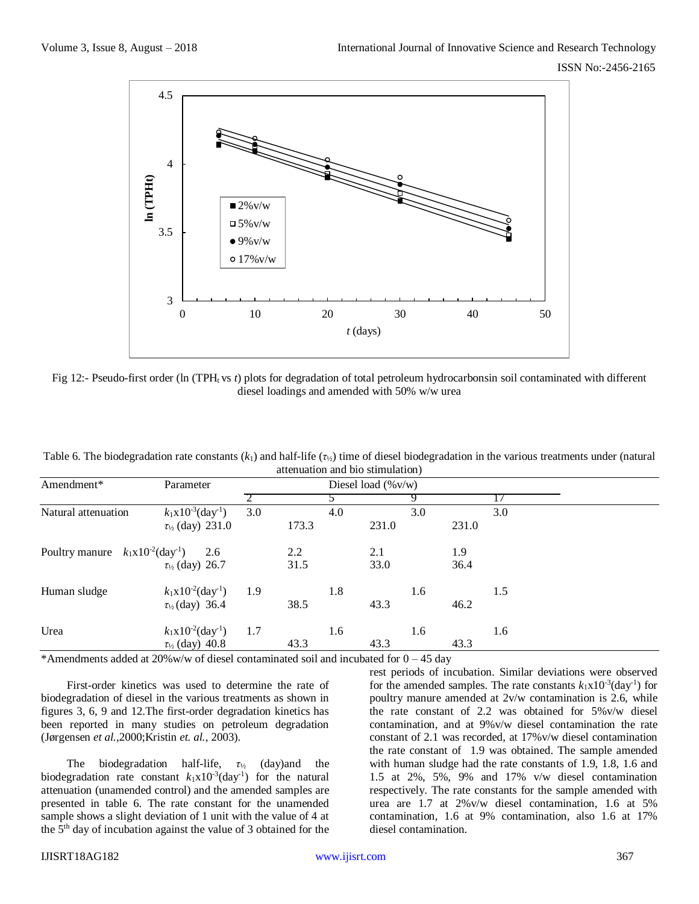Fig 12:- Pseudo-first order (ln ($TPH_t$ vs $t$) plots for degradation of total petroleum hydrocarbonsin soil contaminated with different diesel loadings and amended with 50% w/w urea

Table 6. The biodegradation rate constants ($k_1$) and half-life ($\tau_{½}$) time of diesel biodegradation in the various treatments under (natural attenuation and bio stimulation)

| Amendment* | Parameter | Diesel load (%v/w) | | | |
|---|---|---|---|---|---|
| | | 2 | 5 | 9 | 17 |
| Natural attenuation | $k_1$x$10^{-3}$(day$^{-1}$) | 3.0 | 4.0 | 3.0 | 3.0 |
| | $\tau_{½}$ (day) | 231.0 | 173.3 | 231.0 | 231.0 |
| Poultry manure | $k_1$x$10^{-2}$(day$^{-1}$) | 2.6 | 2.2 | 2.1 | 1.9 |
| | $\tau_{½}$ (day) | 26.7 | 31.5 | 33.0 | 36.4 |
| Human sludge | $k_1$x$10^{-2}$(day$^{-1}$) | 1.9 | 1.8 | 1.6 | 1.5 |
| | $\tau_{½}$ (day) | 36.4 | 38.5 | 43.3 | 46.2 |
| Urea | $k_1$x$10^{-2}$(day$^{-1}$) | 1.7 | 1.6 | 1.6 | 1.6 |
| | $\tau_{½}$ (day) | 40.8 | 43.3 | 43.3 | 43.3 |

*Amendments added at 20%w/w of diesel contaminated soil and incubated for 0 – 45 day

First-order kinetics was used to determine the rate of biodegradation of diesel in the various treatments as shown in figures 3, 6, 9 and 12.The first-order degradation kinetics has been reported in many studies on petroleum degradation (Jørgensen *et al.*,2000;Kristin *et. al.,* 2003).

The biodegradation half-life, $\tau_{½}$ (day)and the biodegradation rate constant $k_1$x$10^{-3}$(day$^{-1}$) for the natural attenuation (unamended control) and the amended samples are presented in table 6. The rate constant for the unamended sample shows a slight deviation of 1 unit with the value of 4 at the 5th day of incubation against the value of 3 obtained for the rest periods of incubation. Similar deviations were observed for the amended samples. The rate constants $k_1$x$10^{-3}$(day$^{-1}$) for poultry manure amended at 2v/w contamination is 2.6, while the rate constant of 2.2 was obtained for 5%v/w diesel contamination, and at 9%v/w diesel contamination the rate constant of 2.1 was recorded, at 17%v/w diesel contamination the rate constant of 1.9 was obtained. The sample amended with human sludge had the rate constants of 1.9, 1.8, 1.6 and 1.5 at 2%, 5%, 9% and 17% v/w diesel contamination respectively. The rate constants for the sample amended with urea are 1.7 at 2%v/w diesel contamination, 1.6 at 5% contamination, 1.6 at 9% contamination, also 1.6 at 17% diesel contamination.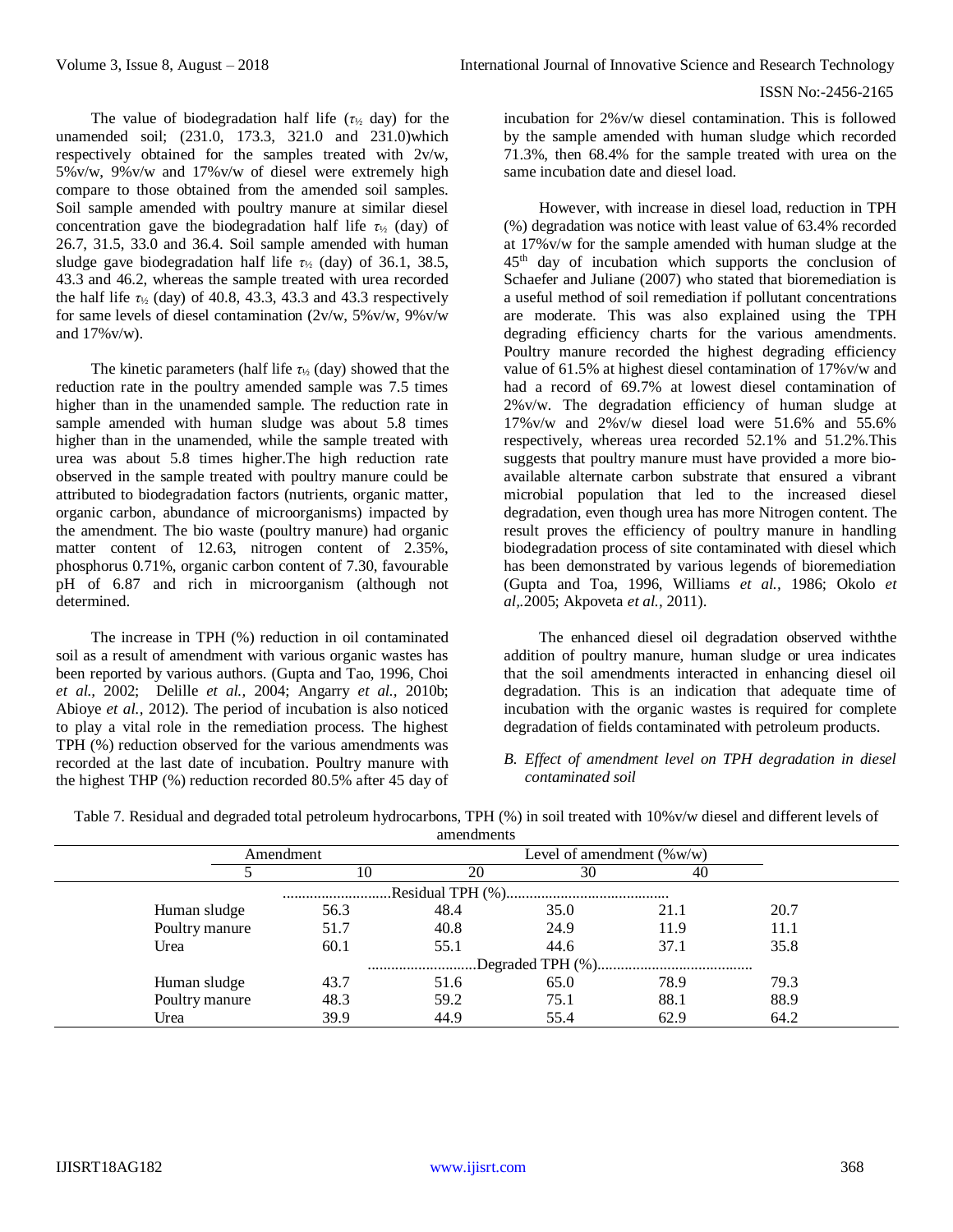The value of biodegradation half life ($\tau_{1/2}$ day) for the unamended soil; (231.0, 173.3, 321.0 and 231.0)which respectively obtained for the samples treated with 2v/w, 5%v/w, 9%v/w and 17%v/w of diesel were extremely high compare to those obtained from the amended soil samples. Soil sample amended with poultry manure at similar diesel concentration gave the biodegradation half life $\tau_{1/2}$ (day) of 26.7, 31.5, 33.0 and 36.4. Soil sample amended with human sludge gave biodegradation half life $\tau_{1/2}$ (day) of 36.1, 38.5, 43.3 and 46.2, whereas the sample treated with urea recorded the half life $\tau_{1/2}$ (day) of 40.8, 43.3, 43.3 and 43.3 respectively for same levels of diesel contamination (2v/w, 5%v/w, 9%v/w and 17%v/w).

The kinetic parameters (half life $\tau_{1/2}$ (day) showed that the reduction rate in the poultry amended sample was 7.5 times higher than in the unamended sample. The reduction rate in sample amended with human sludge was about 5.8 times higher than in the unamended, while the sample treated with urea was about 5.8 times higher.The high reduction rate observed in the sample treated with poultry manure could be attributed to biodegradation factors (nutrients, organic matter, organic carbon, abundance of microorganisms) impacted by the amendment. The bio waste (poultry manure) had organic matter content of 12.63, nitrogen content of 2.35%, phosphorus 0.71%, organic carbon content of 7.30, favourable pH of 6.87 and rich in microorganism (although not determined.

The increase in TPH (%) reduction in oil contaminated soil as a result of amendment with various organic wastes has been reported by various authors. (Gupta and Tao, 1996, Choi *et al.,* 2002; Delille *et al.,* 2004; Angarry *et al.,* 2010b; Abioye *et al.,* 2012). The period of incubation is also noticed to play a vital role in the remediation process. The highest TPH (%) reduction observed for the various amendments was recorded at the last date of incubation. Poultry manure with the highest THP (%) reduction recorded 80.5% after 45 day of incubation for 2%v/w diesel contamination. This is followed by the sample amended with human sludge which recorded 71.3%, then 68.4% for the sample treated with urea on the same incubation date and diesel load.

However, with increase in diesel load, reduction in TPH (%) degradation was notice with least value of 63.4% recorded at 17%v/w for the sample amended with human sludge at the 45[th] day of incubation which supports the conclusion of Schaefer and Juliane (2007) who stated that bioremediation is a useful method of soil remediation if pollutant concentrations are moderate. This was also explained using the TPH degrading efficiency charts for the various amendments. Poultry manure recorded the highest degrading efficiency value of 61.5% at highest diesel contamination of 17%v/w and had a record of 69.7% at lowest diesel contamination of 2%v/w. The degradation efficiency of human sludge at 17%v/w and 2%v/w diesel load were 51.6% and 55.6% respectively, whereas urea recorded 52.1% and 51.2%.This suggests that poultry manure must have provided a more bio-available alternate carbon substrate that ensured a vibrant microbial population that led to the increased diesel degradation, even though urea has more Nitrogen content. The result proves the efficiency of poultry manure in handling biodegradation process of site contaminated with diesel which has been demonstrated by various legends of bioremediation (Gupta and Toa, 1996, Williams *et al.,* 1986; Okolo *et al,.*2005; Akpoveta *et al.,* 2011).

The enhanced diesel oil degradation observed withthe addition of poultry manure, human sludge or urea indicates that the soil amendments interacted in enhancing diesel oil degradation. This is an indication that adequate time of incubation with the organic wastes is required for complete degradation of fields contaminated with petroleum products.

### *B. Effect of amendment level on TPH degradation in diesel contaminated soil*

Table 7. Residual and degraded total petroleum hydrocarbons, TPH (%) in soil treated with 10%v/w diesel and different levels of amendments

| Amendment | Level of amendment (%w/w) | | | | |
|---|---|---|---|---|---|
| | 5 | 10 | 20 | 30 | 40 |
| | Residual TPH (%) | | | | |
| Human sludge | 56.3 | 48.4 | 35.0 | 21.1 | 20.7 |
| Poultry manure | 51.7 | 40.8 | 24.9 | 11.9 | 11.1 |
| Urea | 60.1 | 55.1 | 44.6 | 37.1 | 35.8 |
| | Degraded TPH (%) | | | | |
| Human sludge | 43.7 | 51.6 | 65.0 | 78.9 | 79.3 |
| Poultry manure | 48.3 | 59.2 | 75.1 | 88.1 | 88.9 |
| Urea | 39.9 | 44.9 | 55.4 | 62.9 | 64.2 |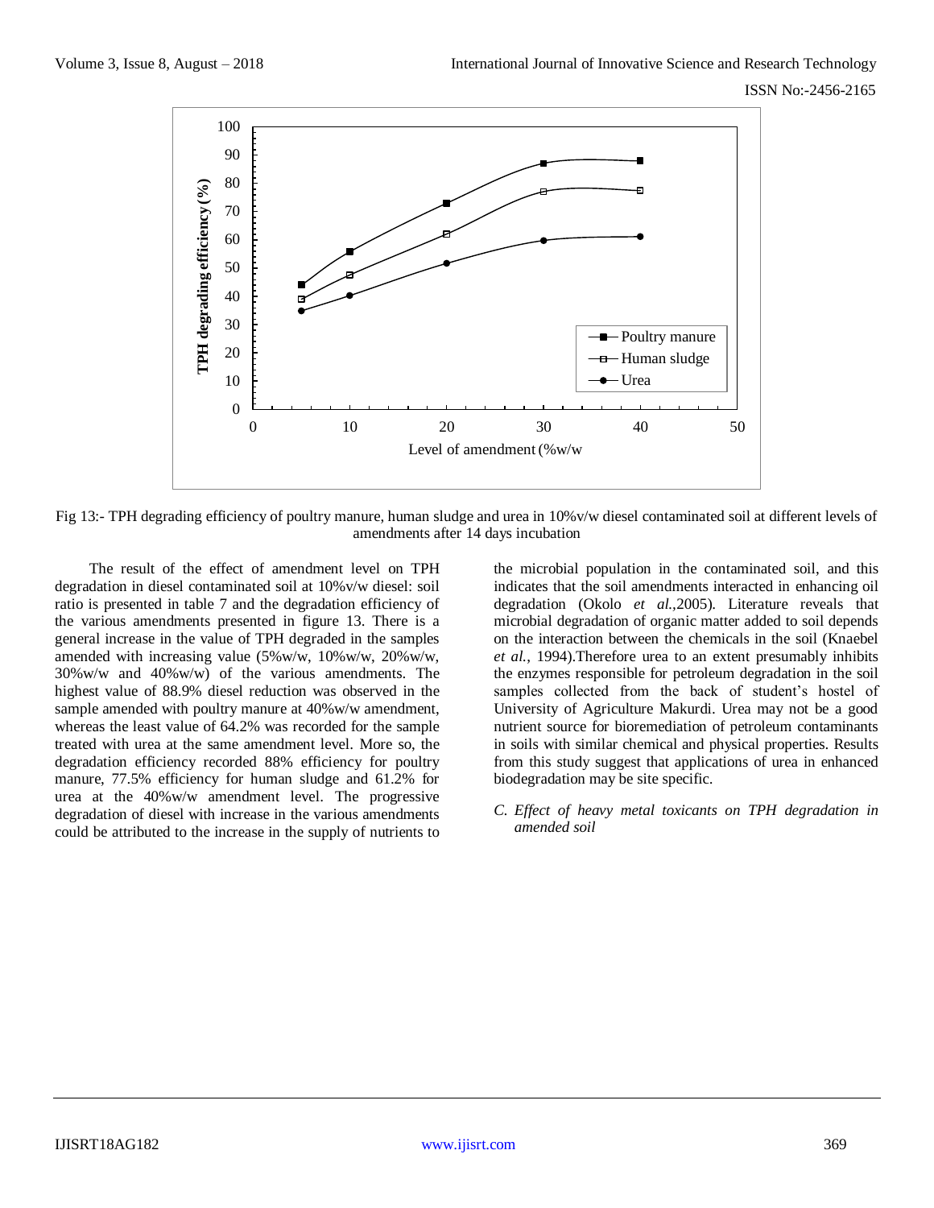Fig 13:- TPH degrading efficiency of poultry manure, human sludge and urea in 10%v/w diesel contaminated soil at different levels of amendments after 14 days incubation

The result of the effect of amendment level on TPH degradation in diesel contaminated soil at 10%v/w diesel: soil ratio is presented in table 7 and the degradation efficiency of the various amendments presented in figure 13. There is a general increase in the value of TPH degraded in the samples amended with increasing value (5%w/w, 10%w/w, 20%w/w, 30%w/w and 40%w/w) of the various amendments. The highest value of 88.9% diesel reduction was observed in the sample amended with poultry manure at 40%w/w amendment, whereas the least value of 64.2% was recorded for the sample treated with urea at the same amendment level. More so, the degradation efficiency recorded 88% efficiency for poultry manure, 77.5% efficiency for human sludge and 61.2% for urea at the 40%w/w amendment level. The progressive degradation of diesel with increase in the various amendments could be attributed to the increase in the supply of nutrients to the microbial population in the contaminated soil, and this indicates that the soil amendments interacted in enhancing oil degradation (Okolo *et al.,*2005). Literature reveals that microbial degradation of organic matter added to soil depends on the interaction between the chemicals in the soil (Knaebel *et al.*, 1994).Therefore urea to an extent presumably inhibits the enzymes responsible for petroleum degradation in the soil samples collected from the back of student's hostel of University of Agriculture Makurdi. Urea may not be a good nutrient source for bioremediation of petroleum contaminants in soils with similar chemical and physical properties. Results from this study suggest that applications of urea in enhanced biodegradation may be site specific.

### *C. Effect of heavy metal toxicants on TPH degradation in amended soil*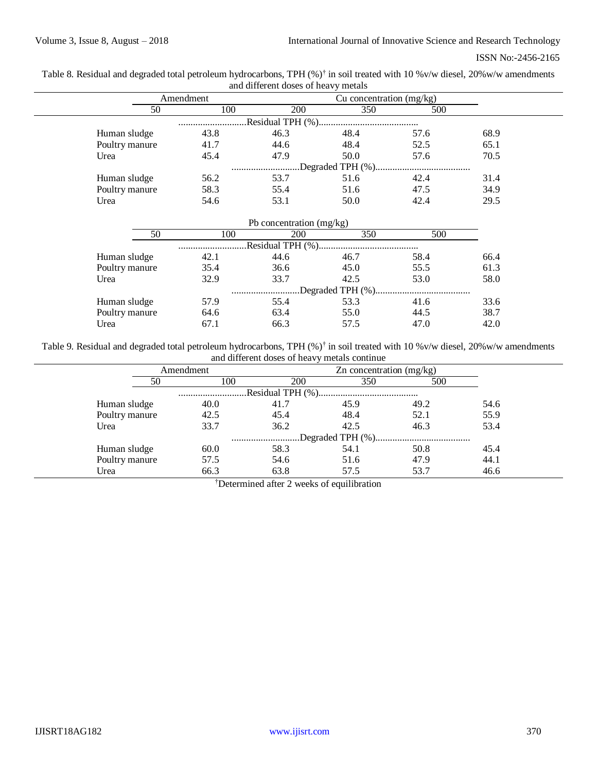Table 8. Residual and degraded total petroleum hydrocarbons, TPH (%)[†] in soil treated with 10 %v/w diesel, 20%w/w amendments and different doses of heavy metals

| Amendment | Cu concentration (mg/kg) | | | | |
|---|---|---|---|---|---|
| | 50 | 100 | 200 | 350 | 500 |
| | Residual TPH (%) | | | | |
| Human sludge | 43.8 | 46.3 | 48.4 | 57.6 | 68.9 |
| Poultry manure | 41.7 | 44.6 | 48.4 | 52.5 | 65.1 |
| Urea | 45.4 | 47.9 | 50.0 | 57.6 | 70.5 |
| | Degraded TPH (%) | | | | |
| Human sludge | 56.2 | 53.7 | 51.6 | 42.4 | 31.4 |
| Poultry manure | 58.3 | 55.4 | 51.6 | 47.5 | 34.9 |
| Urea | 54.6 | 53.1 | 50.0 | 42.4 | 29.5 |
| | Pb concentration (mg/kg) | | | | |
| | 50 | 100 | 200 | 350 | 500 |
| | Residual TPH (%) | | | | |
| Human sludge | 42.1 | 44.6 | 46.7 | 58.4 | 66.4 |
| Poultry manure | 35.4 | 36.6 | 45.0 | 55.5 | 61.3 |
| Urea | 32.9 | 33.7 | 42.5 | 53.0 | 58.0 |
| | Degraded TPH (%) | | | | |
| Human sludge | 57.9 | 55.4 | 53.3 | 41.6 | 33.6 |
| Poultry manure | 64.6 | 63.4 | 55.0 | 44.5 | 38.7 |
| Urea | 67.1 | 66.3 | 57.5 | 47.0 | 42.0 |

Table 9. Residual and degraded total petroleum hydrocarbons, TPH (%)[†] in soil treated with 10 %v/w diesel, 20%w/w amendments and different doses of heavy metals continue

| Amendment | Zn concentration (mg/kg) | | | | |
|---|---|---|---|---|---|
| | 50 | 100 | 200 | 350 | 500 |
| | Residual TPH (%) | | | | |
| Human sludge | 40.0 | 41.7 | 45.9 | 49.2 | 54.6 |
| Poultry manure | 42.5 | 45.4 | 48.4 | 52.1 | 55.9 |
| Urea | 33.7 | 36.2 | 42.5 | 46.3 | 53.4 |
| | Degraded TPH (%) | | | | |
| Human sludge | 60.0 | 58.3 | 54.1 | 50.8 | 45.4 |
| Poultry manure | 57.5 | 54.6 | 51.6 | 47.9 | 44.1 |
| Urea | 66.3 | 63.8 | 57.5 | 53.7 | 46.6 |

[†]Determined after 2 weeks of equilibration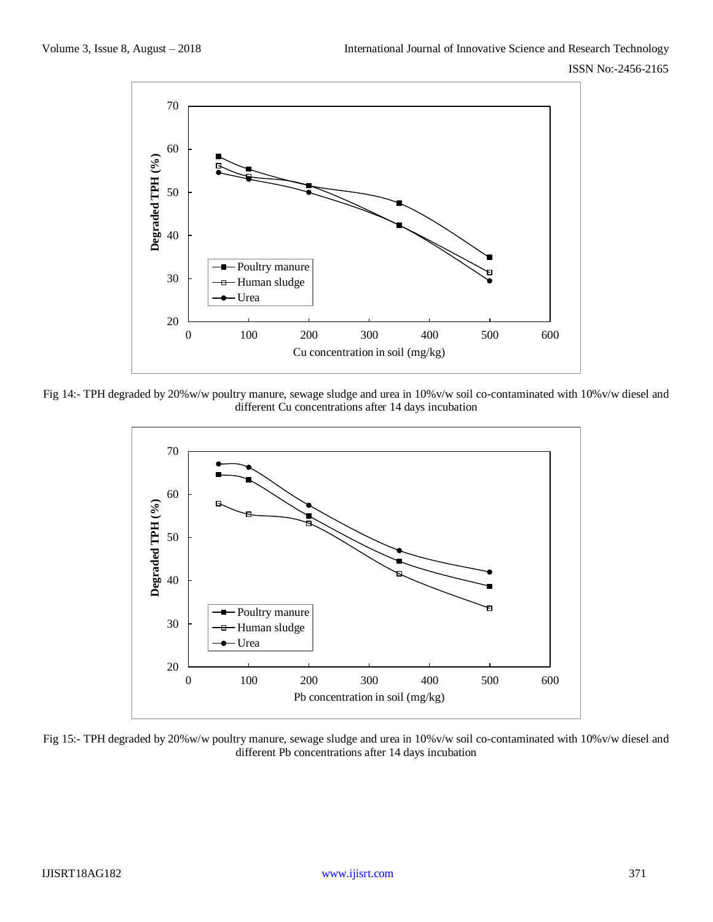Fig 14:- TPH degraded by 20%w/w poultry manure, sewage sludge and urea in 10%v/w soil co-contaminated with 10%v/w diesel and different Cu concentrations after 14 days incubation

Fig 15:- TPH degraded by 20%w/w poultry manure, sewage sludge and urea in 10%v/w soil co-contaminated with 10%v/w diesel and different Pb concentrations after 14 days incubation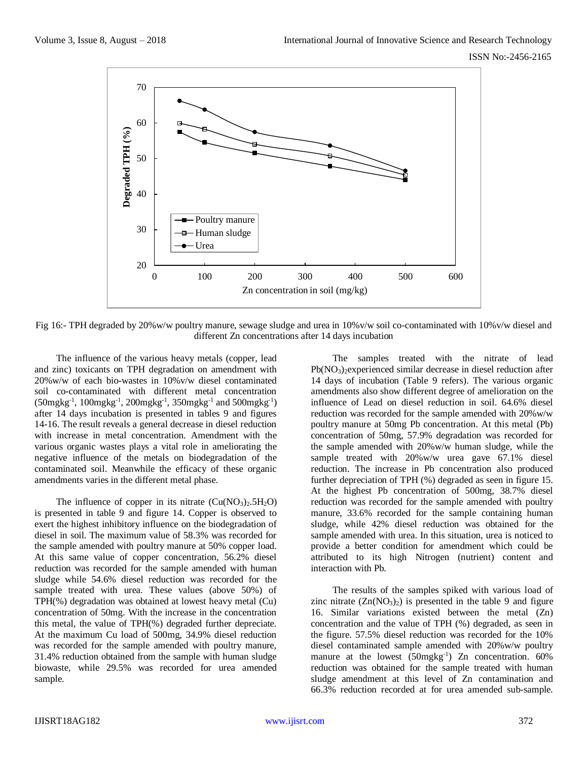Fig 16:- TPH degraded by 20%w/w poultry manure, sewage sludge and urea in 10%v/w soil co-contaminated with 10%v/w diesel and different Zn concentrations after 14 days incubation

The influence of the various heavy metals (copper, lead and zinc) toxicants on TPH degradation on amendment with 20%w/w of each bio-wastes in 10%v/w diesel contaminated soil co-contaminated with different metal concentration ($50mgkg^{-1}$, $100mgkg^{-1}$, $200mgkg^{-1}$, $350mgkg^{-1}$ and $500mgkg^{-1}$) after 14 days incubation is presented in tables 9 and figures 14-16. The result reveals a general decrease in diesel reduction with increase in metal concentration. Amendment with the various organic wastes plays a vital role in ameliorating the negative influence of the metals on biodegradation of the contaminated soil. Meanwhile the efficacy of these organic amendments varies in the different metal phase.

The influence of copper in its nitrate ($Cu(NO_3)_2.5H_2O$) is presented in table 9 and figure 14. Copper is observed to exert the highest inhibitory influence on the biodegradation of diesel in soil. The maximum value of 58.3% was recorded for the sample amended with poultry manure at 50% copper load. At this same value of copper concentration, 56.2% diesel reduction was recorded for the sample amended with human sludge while 54.6% diesel reduction was recorded for the sample treated with urea. These values (above 50%) of TPH(%) degradation was obtained at lowest heavy metal (Cu) concentration of 50mg. With the increase in the concentration this metal, the value of TPH(%) degraded further depreciate. At the maximum Cu load of 500mg, 34.9% diesel reduction was recorded for the sample amended with poultry manure, 31.4% reduction obtained from the sample with human sludge biowaste, while 29.5% was recorded for urea amended sample.

The samples treated with the nitrate of lead $Pb(NO_3)_2$experienced similar decrease in diesel reduction after 14 days of incubation (Table 9 refers). The various organic amendments also show different degree of amelioration on the influence of Lead on diesel reduction in soil. 64.6% diesel reduction was recorded for the sample amended with 20%w/w poultry manure at 50mg Pb concentration. At this metal (Pb) concentration of 50mg, 57.9% degradation was recorded for the sample amended with 20%w/w human sludge, while the sample treated with 20%w/w urea gave 67.1% diesel reduction. The increase in Pb concentration also produced further depreciation of TPH (%) degraded as seen in figure 15. At the highest Pb concentration of 500mg, 38.7% diesel reduction was recorded for the sample amended with poultry manure, 33.6% recorded for the sample containing human sludge, while 42% diesel reduction was obtained for the sample amended with urea. In this situation, urea is noticed to provide a better condition for amendment which could be attributed to its high Nitrogen (nutrient) content and interaction with Pb.

The results of the samples spiked with various load of zinc nitrate ($Zn(NO_3)_2$) is presented in the table 9 and figure 16. Similar variations existed between the metal (Zn) concentration and the value of TPH (%) degraded, as seen in the figure. 57.5% diesel reduction was recorded for the 10% diesel contaminated sample amended with 20%w/w poultry manure at the lowest ($50mgkg^{-1}$) Zn concentration. 60% reduction was obtained for the sample treated with human sludge amendment at this level of Zn contamination and 66.3% reduction recorded at for urea amended sub-sample.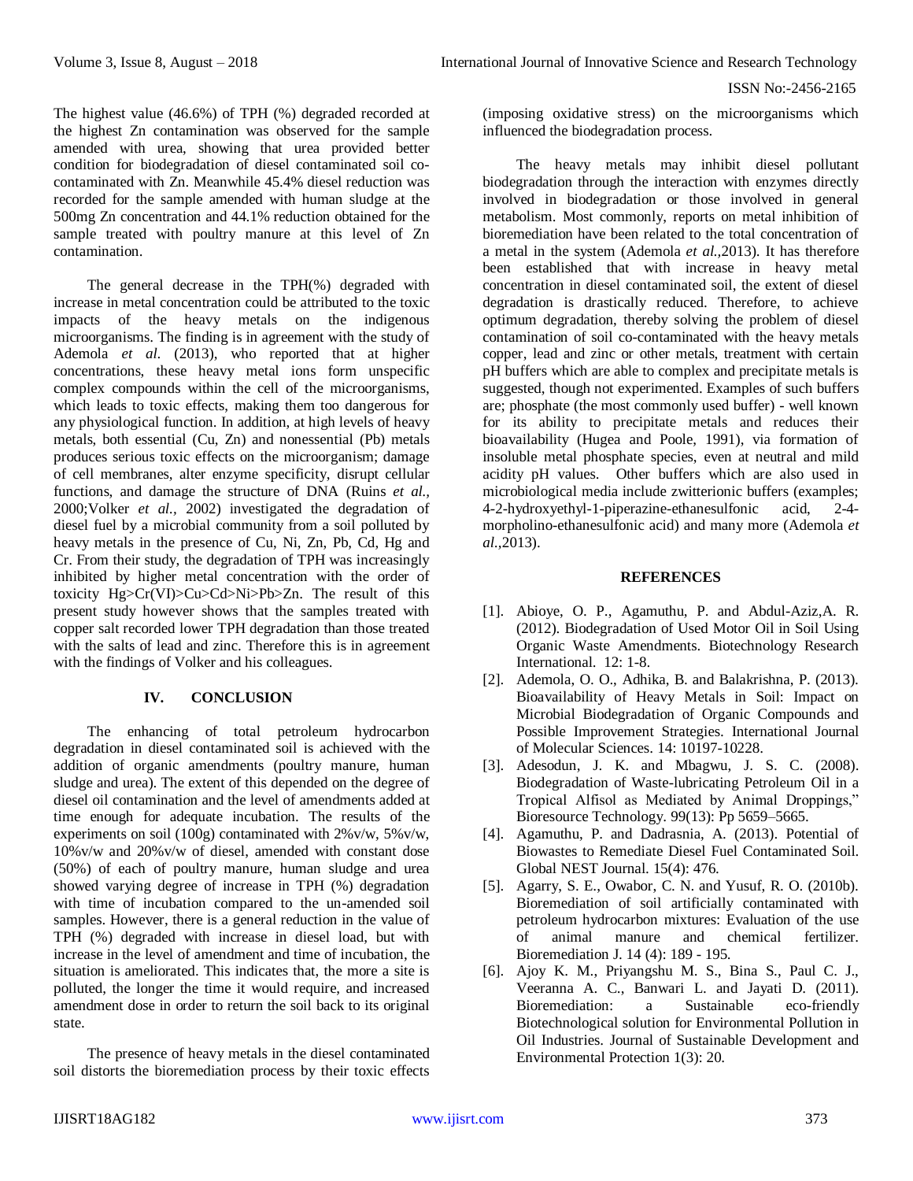The highest value (46.6%) of TPH (%) degraded recorded at the highest Zn contamination was observed for the sample amended with urea, showing that urea provided better condition for biodegradation of diesel contaminated soil co-contaminated with Zn. Meanwhile 45.4% diesel reduction was recorded for the sample amended with human sludge at the 500mg Zn concentration and 44.1% reduction obtained for the sample treated with poultry manure at this level of Zn contamination.

The general decrease in the TPH(%) degraded with increase in metal concentration could be attributed to the toxic impacts of the heavy metals on the indigenous microorganisms. The finding is in agreement with the study of Ademola *et al.* (2013), who reported that at higher concentrations, these heavy metal ions form unspecific complex compounds within the cell of the microorganisms, which leads to toxic effects, making them too dangerous for any physiological function. In addition, at high levels of heavy metals, both essential (Cu, Zn) and nonessential (Pb) metals produces serious toxic effects on the microorganism; damage of cell membranes, alter enzyme specificity, disrupt cellular functions, and damage the structure of DNA (Ruins *et al.,* 2000;Volker *et al.,* 2002) investigated the degradation of diesel fuel by a microbial community from a soil polluted by heavy metals in the presence of Cu, Ni, Zn, Pb, Cd, Hg and Cr. From their study, the degradation of TPH was increasingly inhibited by higher metal concentration with the order of toxicity Hg>Cr(VI)>Cu>Cd>Ni>Pb>Zn. The result of this present study however shows that the samples treated with copper salt recorded lower TPH degradation than those treated with the salts of lead and zinc. Therefore this is in agreement with the findings of Volker and his colleagues.

## IV. CONCLUSION

The enhancing of total petroleum hydrocarbon degradation in diesel contaminated soil is achieved with the addition of organic amendments (poultry manure, human sludge and urea). The extent of this depended on the degree of diesel oil contamination and the level of amendments added at time enough for adequate incubation. The results of the experiments on soil (100g) contaminated with 2%v/w, 5%v/w, 10%v/w and 20%v/w of diesel, amended with constant dose (50%) of each of poultry manure, human sludge and urea showed varying degree of increase in TPH (%) degradation with time of incubation compared to the un-amended soil samples. However, there is a general reduction in the value of TPH (%) degraded with increase in diesel load, but with increase in the level of amendment and time of incubation, the situation is ameliorated. This indicates that, the more a site is polluted, the longer the time it would require, and increased amendment dose in order to return the soil back to its original state.

The presence of heavy metals in the diesel contaminated soil distorts the bioremediation process by their toxic effects (imposing oxidative stress) on the microorganisms which influenced the biodegradation process.

The heavy metals may inhibit diesel pollutant biodegradation through the interaction with enzymes directly involved in biodegradation or those involved in general metabolism. Most commonly, reports on metal inhibition of bioremediation have been related to the total concentration of a metal in the system (Ademola *et al.*,2013). It has therefore been established that with increase in heavy metal concentration in diesel contaminated soil, the extent of diesel degradation is drastically reduced. Therefore, to achieve optimum degradation, thereby solving the problem of diesel contamination of soil co-contaminated with the heavy metals copper, lead and zinc or other metals, treatment with certain pH buffers which are able to complex and precipitate metals is suggested, though not experimented. Examples of such buffers are; phosphate (the most commonly used buffer) - well known for its ability to precipitate metals and reduces their bioavailability (Hugea and Poole, 1991), via formation of insoluble metal phosphate species, even at neutral and mild acidity pH values. Other buffers which are also used in microbiological media include zwitterionic buffers (examples; 4-2-hydroxyethyl-1-piperazine-ethanesulfonic acid, 2-4-morpholino-ethanesulfonic acid) and many more (Ademola *et al.*,2013).

## REFERENCES

[1]. Abioye, O. P., Agamuthu, P. and Abdul-Aziz,A. R. (2012). Biodegradation of Used Motor Oil in Soil Using Organic Waste Amendments. Biotechnology Research International. 12: 1-8.

[2]. Ademola, O. O., Adhika, B. and Balakrishna, P. (2013). Bioavailability of Heavy Metals in Soil: Impact on Microbial Biodegradation of Organic Compounds and Possible Improvement Strategies. International Journal of Molecular Sciences. 14: 10197-10228.

[3]. Adesodun, J. K. and Mbagwu, J. S. C. (2008). Biodegradation of Waste-lubricating Petroleum Oil in a Tropical Alfisol as Mediated by Animal Droppings," Bioresource Technology. 99(13): Pp 5659–5665.

[4]. Agamuthu, P. and Dadrasnia, A. (2013). Potential of Biowastes to Remediate Diesel Fuel Contaminated Soil. Global NEST Journal. 15(4): 476.

[5]. Agarry, S. E., Owabor, C. N. and Yusuf, R. O. (2010b). Bioremediation of soil artificially contaminated with petroleum hydrocarbon mixtures: Evaluation of the use of animal manure and chemical fertilizer. Bioremediation J. 14 (4): 189 - 195.

[6]. Ajoy K. M., Priyangshu M. S., Bina S., Paul C. J., Veeranna A. C., Banwari L. and Jayati D. (2011). Bioremediation: a Sustainable eco-friendly Biotechnological solution for Environmental Pollution in Oil Industries. Journal of Sustainable Development and Environmental Protection 1(3): 20.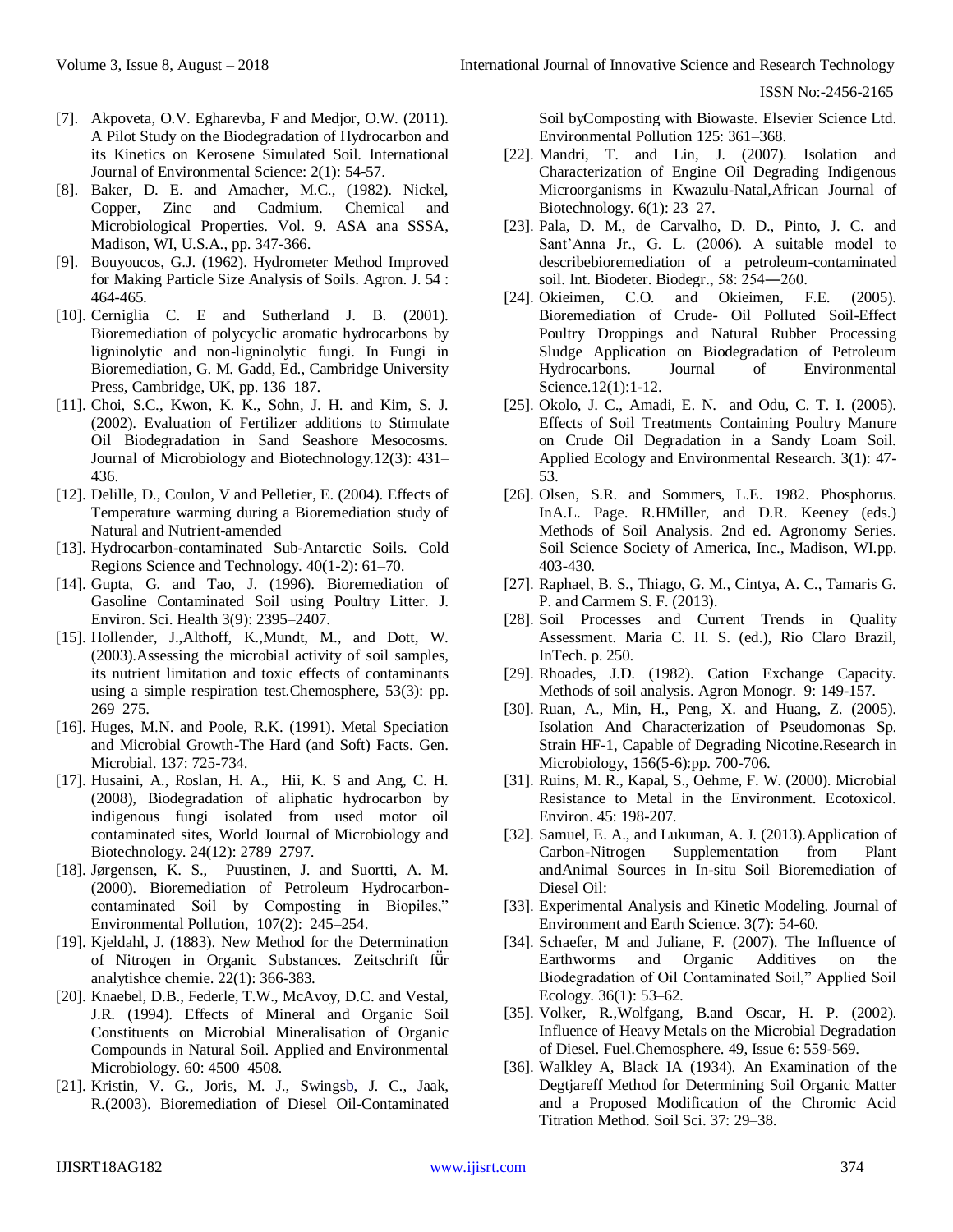[7]. Akpoveta, O.V. Egharevba, F and Medjor, O.W. (2011). A Pilot Study on the Biodegradation of Hydrocarbon and its Kinetics on Kerosene Simulated Soil. International Journal of Environmental Science: 2(1): 54-57.

[8]. Baker, D. E. and Amacher, M.C., (1982). Nickel, Copper, Zinc and Cadmium. Chemical and Microbiological Properties. Vol. 9. ASA ana SSSA, Madison, WI, U.S.A., pp. 347-366.

[9]. Bouyoucos, G.J. (1962). Hydrometer Method Improved for Making Particle Size Analysis of Soils. Agron. J. 54 : 464-465.

[10]. Cerniglia C. E and Sutherland J. B. (2001). Bioremediation of polycyclic aromatic hydrocarbons by ligninolytic and non-ligninolytic fungi. In Fungi in Bioremediation, G. M. Gadd, Ed., Cambridge University Press, Cambridge, UK, pp. 136–187.

[11]. Choi, S.C., Kwon, K. K., Sohn, J. H. and Kim, S. J. (2002). Evaluation of Fertilizer additions to Stimulate Oil Biodegradation in Sand Seashore Mesocosms. Journal of Microbiology and Biotechnology.12(3): 431–436.

[12]. Delille, D., Coulon, V and Pelletier, E. (2004). Effects of Temperature warming during a Bioremediation study of Natural and Nutrient-amended

[13]. Hydrocarbon-contaminated Sub-Antarctic Soils. Cold Regions Science and Technology. 40(1-2): 61–70.

[14]. Gupta, G. and Tao, J. (1996). Bioremediation of Gasoline Contaminated Soil using Poultry Litter. J. Environ. Sci. Health 3(9): 2395–2407.

[15]. Hollender, J.,Althoff, K.,Mundt, M., and Dott, W. (2003).Assessing the microbial activity of soil samples, its nutrient limitation and toxic effects of contaminants using a simple respiration test.Chemosphere, 53(3): pp. 269–275.

[16]. Huges, M.N. and Poole, R.K. (1991). Metal Speciation and Microbial Growth-The Hard (and Soft) Facts. Gen. Microbial. 137: 725-734.

[17]. Husaini, A., Roslan, H. A., Hii, K. S and Ang, C. H. (2008), Biodegradation of aliphatic hydrocarbon by indigenous fungi isolated from used motor oil contaminated sites, World Journal of Microbiology and Biotechnology. 24(12): 2789–2797.

[18]. Jørgensen, K. S., Puustinen, J. and Suortti, A. M. (2000). Bioremediation of Petroleum Hydrocarbon-contaminated Soil by Composting in Biopiles," Environmental Pollution, 107(2): 245–254.

[19]. Kjeldahl, J. (1883). New Method for the Determination of Nitrogen in Organic Substances. Zeitschrift fűr analytishce chemie. 22(1): 366-383.

[20]. Knaebel, D.B., Federle, T.W., McAvoy, D.C. and Vestal, J.R. (1994). Effects of Mineral and Organic Soil Constituents on Microbial Mineralisation of Organic Compounds in Natural Soil. Applied and Environmental Microbiology. 60: 4500–4508.

[21]. Kristin, V. G., Joris, M. J., Swingsb, J. C., Jaak, R.(2003). Bioremediation of Diesel Oil-Contaminated Soil byComposting with Biowaste. Elsevier Science Ltd. Environmental Pollution 125: 361–368.

[22]. Mandri, T. and Lin, J. (2007). Isolation and Characterization of Engine Oil Degrading Indigenous Microorganisms in Kwazulu-Natal,African Journal of Biotechnology. 6(1): 23–27.

[23]. Pala, D. M., de Carvalho, D. D., Pinto, J. C. and Sant'Anna Jr., G. L. (2006). A suitable model to describebioremediation of a petroleum-contaminated soil. Int. Biodeter. Biodegr., 58: 254―260.

[24]. Okieimen, C.O. and Okieimen, F.E. (2005). Bioremediation of Crude- Oil Polluted Soil-Effect Poultry Droppings and Natural Rubber Processing Sludge Application on Biodegradation of Petroleum Hydrocarbons. Journal of Environmental Science.12(1):1-12.

[25]. Okolo, J. C., Amadi, E. N. and Odu, C. T. I. (2005). Effects of Soil Treatments Containing Poultry Manure on Crude Oil Degradation in a Sandy Loam Soil. Applied Ecology and Environmental Research. 3(1): 47-53.

[26]. Olsen, S.R. and Sommers, L.E. 1982. Phosphorus. InA.L. Page. R.HMiller, and D.R. Keeney (eds.) Methods of Soil Analysis. 2nd ed. Agronomy Series. Soil Science Society of America, Inc., Madison, WI.pp. 403-430.

[27]. Raphael, B. S., Thiago, G. M., Cintya, A. C., Tamaris G. P. and Carmem S. F. (2013).

[28]. Soil Processes and Current Trends in Quality Assessment. Maria C. H. S. (ed.), Rio Claro Brazil, InTech. p. 250.

[29]. Rhoades, J.D. (1982). Cation Exchange Capacity. Methods of soil analysis. Agron Monogr. 9: 149-157.

[30]. Ruan, A., Min, H., Peng, X. and Huang, Z. (2005). Isolation And Characterization of Pseudomonas Sp. Strain HF-1, Capable of Degrading Nicotine.Research in Microbiology, 156(5-6):pp. 700-706.

[31]. Ruins, M. R., Kapal, S., Oehme, F. W. (2000). Microbial Resistance to Metal in the Environment. Ecotoxicol. Environ. 45: 198-207.

[32]. Samuel, E. A., and Lukuman, A. J. (2013).Application of Carbon-Nitrogen Supplementation from Plant andAnimal Sources in In-situ Soil Bioremediation of Diesel Oil:

[33]. Experimental Analysis and Kinetic Modeling. Journal of Environment and Earth Science. 3(7): 54-60.

[34]. Schaefer, M and Juliane, F. (2007). The Influence of Earthworms and Organic Additives on the Biodegradation of Oil Contaminated Soil," Applied Soil Ecology. 36(1): 53–62.

[35]. Volker, R.,Wolfgang, B.and Oscar, H. P. (2002). Influence of Heavy Metals on the Microbial Degradation of Diesel. Fuel.Chemosphere. 49, Issue 6: 559-569.

[36]. Walkley A, Black IA (1934). An Examination of the Degtjareff Method for Determining Soil Organic Matter and a Proposed Modification of the Chromic Acid Titration Method. Soil Sci. 37: 29–38.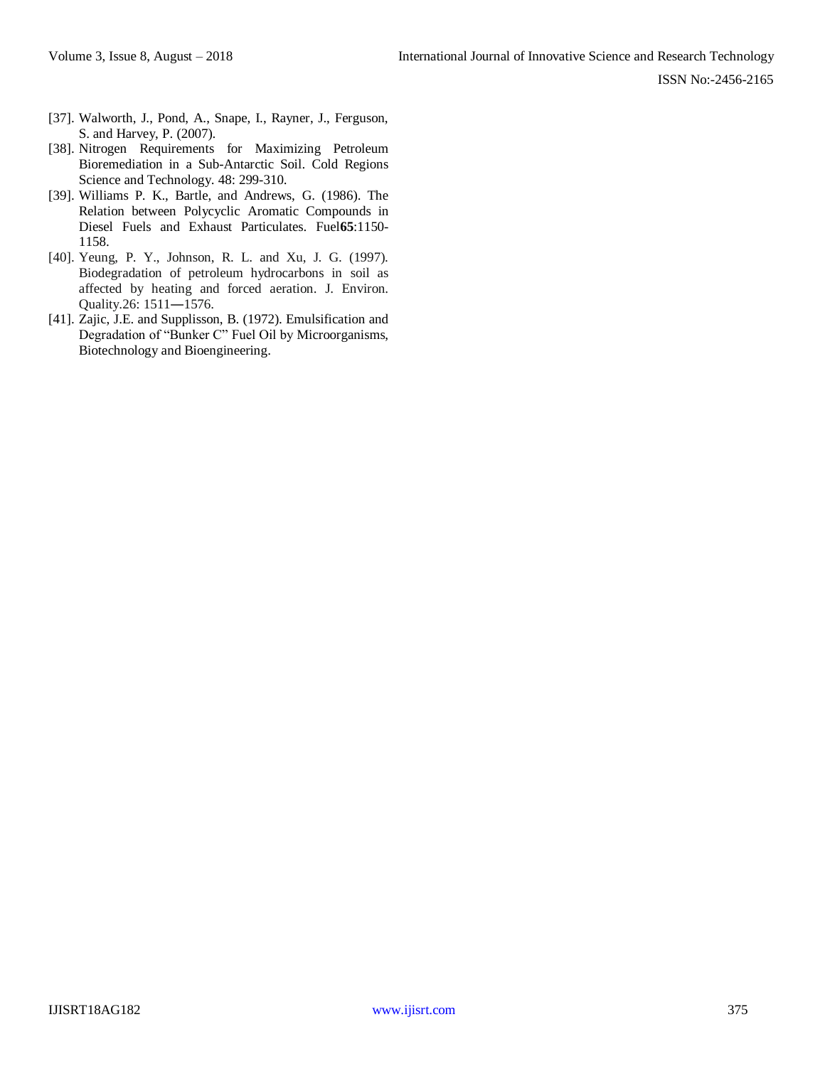[37]. Walworth, J., Pond, A., Snape, I., Rayner, J., Ferguson, S. and Harvey, P. (2007).

[38]. Nitrogen Requirements for Maximizing Petroleum Bioremediation in a Sub-Antarctic Soil. Cold Regions Science and Technology. 48: 299-310.

[39]. Williams P. K., Bartle, and Andrews, G. (1986). The Relation between Polycyclic Aromatic Compounds in Diesel Fuels and Exhaust Particulates. Fuel**65**:1150-1158.

[40]. Yeung, P. Y., Johnson, R. L. and Xu, J. G. (1997). Biodegradation of petroleum hydrocarbons in soil as affected by heating and forced aeration. J. Environ. Quality.26: 1511―1576.

[41]. Zajic, J.E. and Supplisson, B. (1972). Emulsification and Degradation of "Bunker C" Fuel Oil by Microorganisms, Biotechnology and Bioengineering.